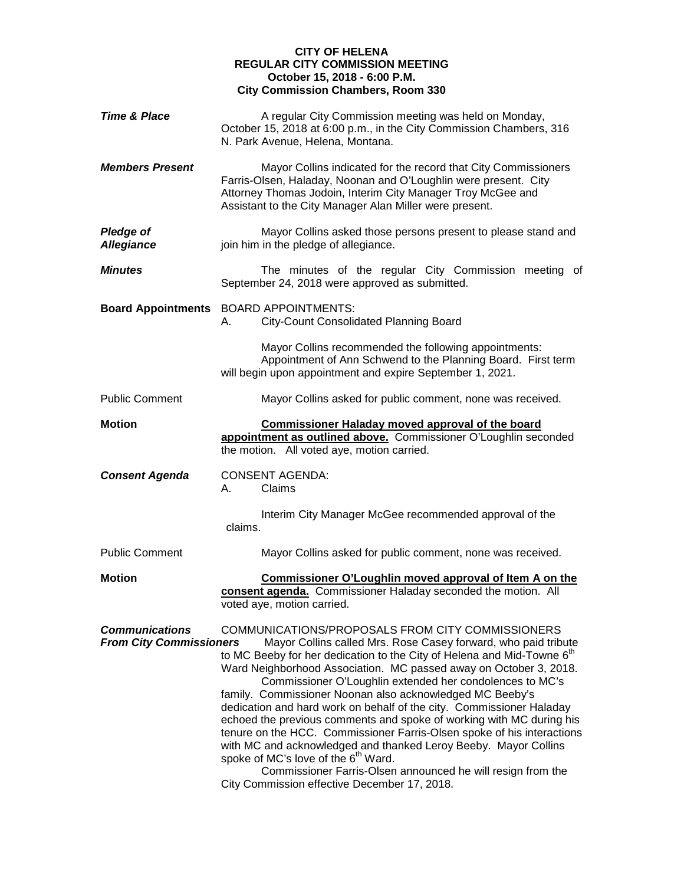# CITY OF HELENA
## REGULAR CITY COMMISSION MEETING
### October 15, 2018 - 6:00 P.M.
### City Commission Chambers, Room 330

***Time & Place***

A regular City Commission meeting was held on Monday, October 15, 2018 at 6:00 p.m., in the City Commission Chambers, 316 N. Park Avenue, Helena, Montana.

***Members Present***

Mayor Collins indicated for the record that City Commissioners Farris-Olsen, Haladay, Noonan and O'Loughlin were present. City Attorney Thomas Jodoin, Interim City Manager Troy McGee and Assistant to the City Manager Alan Miller were present.

***Pledge of Allegiance***

Mayor Collins asked those persons present to please stand and join him in the pledge of allegiance.

***Minutes***

The minutes of the regular City Commission meeting of September 24, 2018 were approved as submitted.

**Board Appointments**

BOARD APPOINTMENTS:

A. City-Count Consolidated Planning Board

Mayor Collins recommended the following appointments:
Appointment of Ann Schwend to the Planning Board. First term will begin upon appointment and expire September 1, 2021.

Public Comment

Mayor Collins asked for public comment, none was received.

**Motion**

**Commissioner Haladay moved approval of the board appointment as outlined above.** Commissioner O'Loughlin seconded the motion. All voted aye, motion carried.

***Consent Agenda***

CONSENT AGENDA:

A. Claims

Interim City Manager McGee recommended approval of the claims.

Public Comment

Mayor Collins asked for public comment, none was received.

**Motion**

**Commissioner O'Loughlin moved approval of Item A on the consent agenda.** Commissioner Haladay seconded the motion. All voted aye, motion carried.

***Communications From City Commissioners***

COMMUNICATIONS/PROPOSALS FROM CITY COMMISSIONERS

Mayor Collins called Mrs. Rose Casey forward, who paid tribute to MC Beeby for her dedication to the City of Helena and Mid-Towne 6th Ward Neighborhood Association. MC passed away on October 3, 2018.

Commissioner O'Loughlin extended her condolences to MC's family. Commissioner Noonan also acknowledged MC Beeby's dedication and hard work on behalf of the city. Commissioner Haladay echoed the previous comments and spoke of working with MC during his tenure on the HCC. Commissioner Farris-Olsen spoke of his interactions with MC and acknowledged and thanked Leroy Beeby. Mayor Collins spoke of MC's love of the 6th Ward.

Commissioner Farris-Olsen announced he will resign from the City Commission effective December 17, 2018.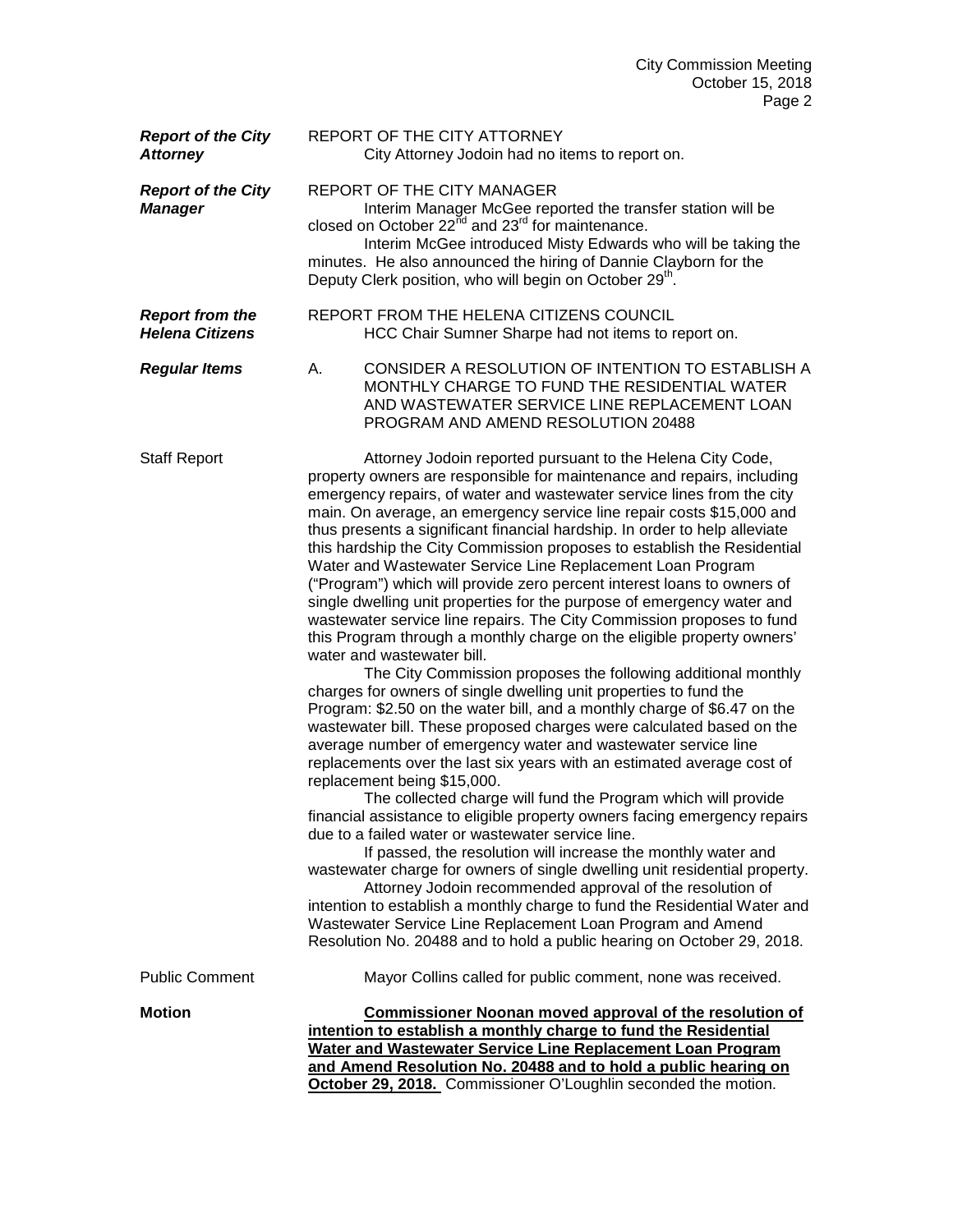| | |
|---|---|
| ***Report of the City Attorney*** | REPORT OF THE CITY ATTORNEY<br>City Attorney Jodoin had no items to report on. |
| ***Report of the City Manager*** | REPORT OF THE CITY MANAGER<br>Interim Manager McGee reported the transfer station will be closed on October 22nd and 23rd for maintenance.<br>Interim McGee introduced Misty Edwards who will be taking the minutes. He also announced the hiring of Dannie Clayborn for the Deputy Clerk position, who will begin on October 29th. |
| ***Report from the Helena Citizens*** | REPORT FROM THE HELENA CITIZENS COUNCIL<br>HCC Chair Sumner Sharpe had not items to report on. |
| ***Regular Items*** | A. CONSIDER A RESOLUTION OF INTENTION TO ESTABLISH A MONTHLY CHARGE TO FUND THE RESIDENTIAL WATER AND WASTEWATER SERVICE LINE REPLACEMENT LOAN PROGRAM AND AMEND RESOLUTION 20488 |

Staff Report

Attorney Jodoin reported pursuant to the Helena City Code, property owners are responsible for maintenance and repairs, including emergency repairs, of water and wastewater service lines from the city main. On average, an emergency service line repair costs $15,000 and thus presents a significant financial hardship. In order to help alleviate this hardship the City Commission proposes to establish the Residential Water and Wastewater Service Line Replacement Loan Program ("Program") which will provide zero percent interest loans to owners of single dwelling unit properties for the purpose of emergency water and wastewater service line repairs. The City Commission proposes to fund this Program through a monthly charge on the eligible property owners' water and wastewater bill.

The City Commission proposes the following additional monthly charges for owners of single dwelling unit properties to fund the Program: $2.50 on the water bill, and a monthly charge of $6.47 on the wastewater bill. These proposed charges were calculated based on the average number of emergency water and wastewater service line replacements over the last six years with an estimated average cost of replacement being $15,000.

The collected charge will fund the Program which will provide financial assistance to eligible property owners facing emergency repairs due to a failed water or wastewater service line.

If passed, the resolution will increase the monthly water and wastewater charge for owners of single dwelling unit residential property.

Attorney Jodoin recommended approval of the resolution of intention to establish a monthly charge to fund the Residential Water and Wastewater Service Line Replacement Loan Program and Amend Resolution No. 20488 and to hold a public hearing on October 29, 2018.

Public Comment

Mayor Collins called for public comment, none was received.

**Motion**

**Commissioner Noonan moved approval of the resolution of intention to establish a monthly charge to fund the Residential Water and Wastewater Service Line Replacement Loan Program and Amend Resolution No. 20488 and to hold a public hearing on October 29, 2018.** Commissioner O'Loughlin seconded the motion.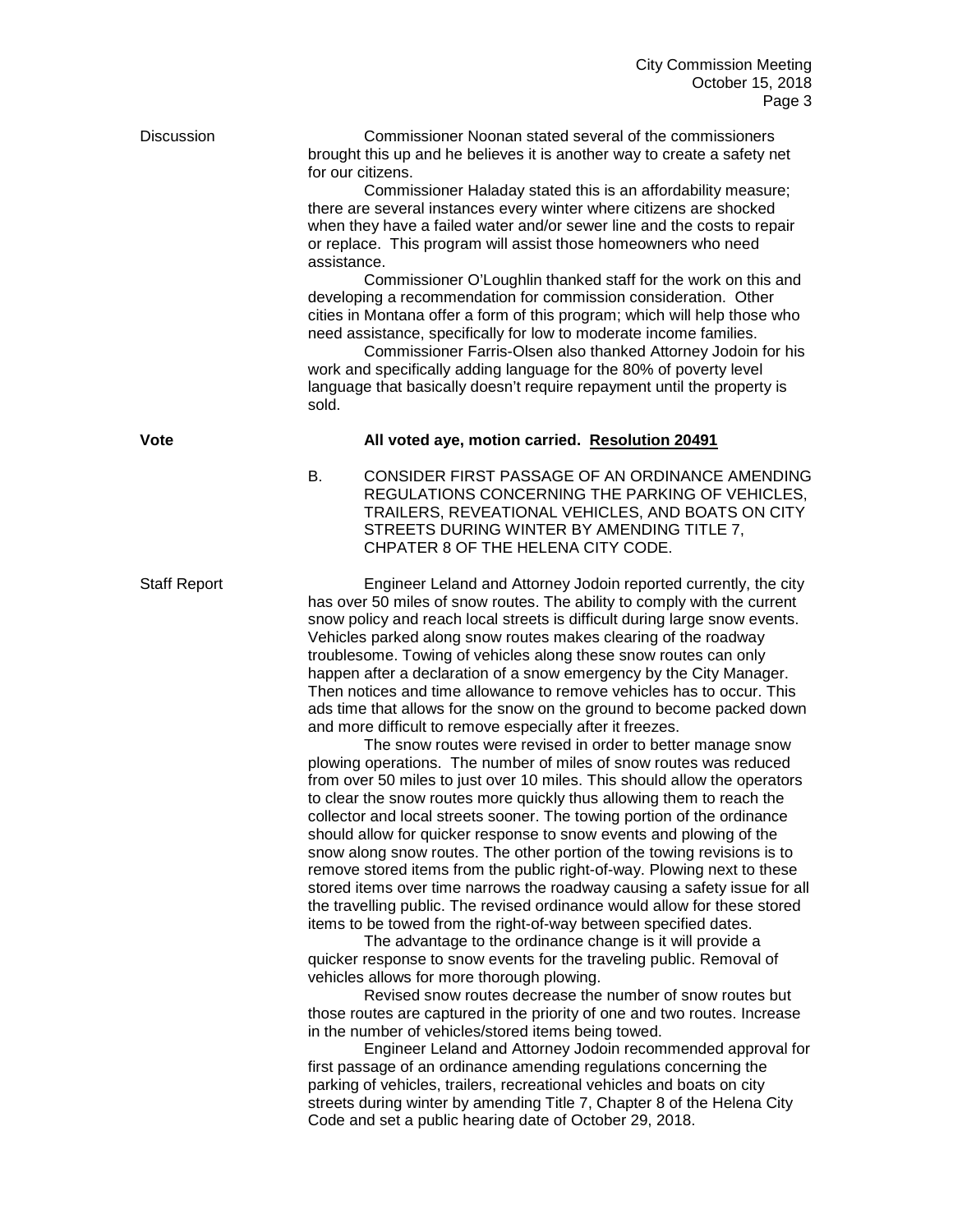Discussion

Commissioner Noonan stated several of the commissioners brought this up and he believes it is another way to create a safety net for our citizens.

Commissioner Haladay stated this is an affordability measure; there are several instances every winter where citizens are shocked when they have a failed water and/or sewer line and the costs to repair or replace. This program will assist those homeowners who need assistance.

Commissioner O'Loughlin thanked staff for the work on this and developing a recommendation for commission consideration. Other cities in Montana offer a form of this program; which will help those who need assistance, specifically for low to moderate income families.

Commissioner Farris-Olsen also thanked Attorney Jodoin for his work and specifically adding language for the 80% of poverty level language that basically doesn't require repayment until the property is sold.

**Vote** **All voted aye, motion carried. Resolution 20491**

B. CONSIDER FIRST PASSAGE OF AN ORDINANCE AMENDING REGULATIONS CONCERNING THE PARKING OF VEHICLES, TRAILERS, REVEATIONAL VEHICLES, AND BOATS ON CITY STREETS DURING WINTER BY AMENDING TITLE 7, CHPATER 8 OF THE HELENA CITY CODE.

Staff Report

Engineer Leland and Attorney Jodoin reported currently, the city has over 50 miles of snow routes. The ability to comply with the current snow policy and reach local streets is difficult during large snow events. Vehicles parked along snow routes makes clearing of the roadway troublesome. Towing of vehicles along these snow routes can only happen after a declaration of a snow emergency by the City Manager. Then notices and time allowance to remove vehicles has to occur. This ads time that allows for the snow on the ground to become packed down and more difficult to remove especially after it freezes.

The snow routes were revised in order to better manage snow plowing operations. The number of miles of snow routes was reduced from over 50 miles to just over 10 miles. This should allow the operators to clear the snow routes more quickly thus allowing them to reach the collector and local streets sooner. The towing portion of the ordinance should allow for quicker response to snow events and plowing of the snow along snow routes. The other portion of the towing revisions is to remove stored items from the public right-of-way. Plowing next to these stored items over time narrows the roadway causing a safety issue for all the travelling public. The revised ordinance would allow for these stored items to be towed from the right-of-way between specified dates.

The advantage to the ordinance change is it will provide a quicker response to snow events for the traveling public. Removal of vehicles allows for more thorough plowing.

Revised snow routes decrease the number of snow routes but those routes are captured in the priority of one and two routes. Increase in the number of vehicles/stored items being towed.

Engineer Leland and Attorney Jodoin recommended approval for first passage of an ordinance amending regulations concerning the parking of vehicles, trailers, recreational vehicles and boats on city streets during winter by amending Title 7, Chapter 8 of the Helena City Code and set a public hearing date of October 29, 2018.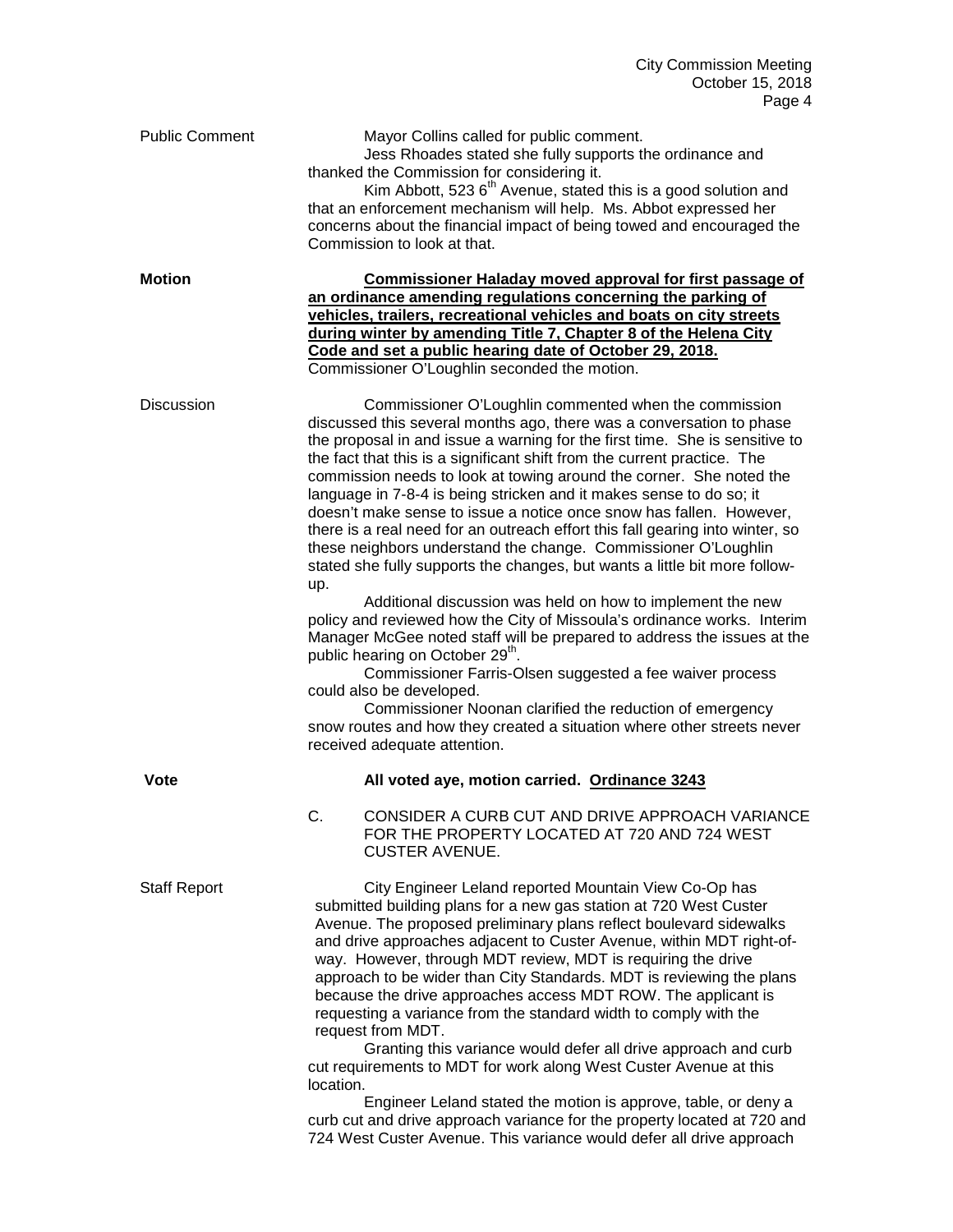**Public Comment**

Mayor Collins called for public comment.

Jess Rhoades stated she fully supports the ordinance and thanked the Commission for considering it.

Kim Abbott, 523 6th Avenue, stated this is a good solution and that an enforcement mechanism will help. Ms. Abbot expressed her concerns about the financial impact of being towed and encouraged the Commission to look at that.

**Motion**

**Commissioner Haladay moved approval for first passage of an ordinance amending regulations concerning the parking of vehicles, trailers, recreational vehicles and boats on city streets during winter by amending Title 7, Chapter 8 of the Helena City Code and set a public hearing date of October 29, 2018.** Commissioner O'Loughlin seconded the motion.

**Discussion**

Commissioner O'Loughlin commented when the commission discussed this several months ago, there was a conversation to phase the proposal in and issue a warning for the first time. She is sensitive to the fact that this is a significant shift from the current practice. The commission needs to look at towing around the corner. She noted the language in 7-8-4 is being stricken and it makes sense to do so; it doesn't make sense to issue a notice once snow has fallen. However, there is a real need for an outreach effort this fall gearing into winter, so these neighbors understand the change. Commissioner O'Loughlin stated she fully supports the changes, but wants a little bit more follow-up.

Additional discussion was held on how to implement the new policy and reviewed how the City of Missoula's ordinance works. Interim Manager McGee noted staff will be prepared to address the issues at the public hearing on October 29th.

Commissioner Farris-Olsen suggested a fee waiver process could also be developed.

Commissioner Noonan clarified the reduction of emergency snow routes and how they created a situation where other streets never received adequate attention.

**Vote**

**All voted aye, motion carried. Ordinance 3243**

C. CONSIDER A CURB CUT AND DRIVE APPROACH VARIANCE FOR THE PROPERTY LOCATED AT 720 AND 724 WEST CUSTER AVENUE.

**Staff Report**

City Engineer Leland reported Mountain View Co-Op has submitted building plans for a new gas station at 720 West Custer Avenue. The proposed preliminary plans reflect boulevard sidewalks and drive approaches adjacent to Custer Avenue, within MDT right-of-way. However, through MDT review, MDT is requiring the drive approach to be wider than City Standards. MDT is reviewing the plans because the drive approaches access MDT ROW. The applicant is requesting a variance from the standard width to comply with the request from MDT.

Granting this variance would defer all drive approach and curb cut requirements to MDT for work along West Custer Avenue at this location.

Engineer Leland stated the motion is approve, table, or deny a curb cut and drive approach variance for the property located at 720 and 724 West Custer Avenue. This variance would defer all drive approach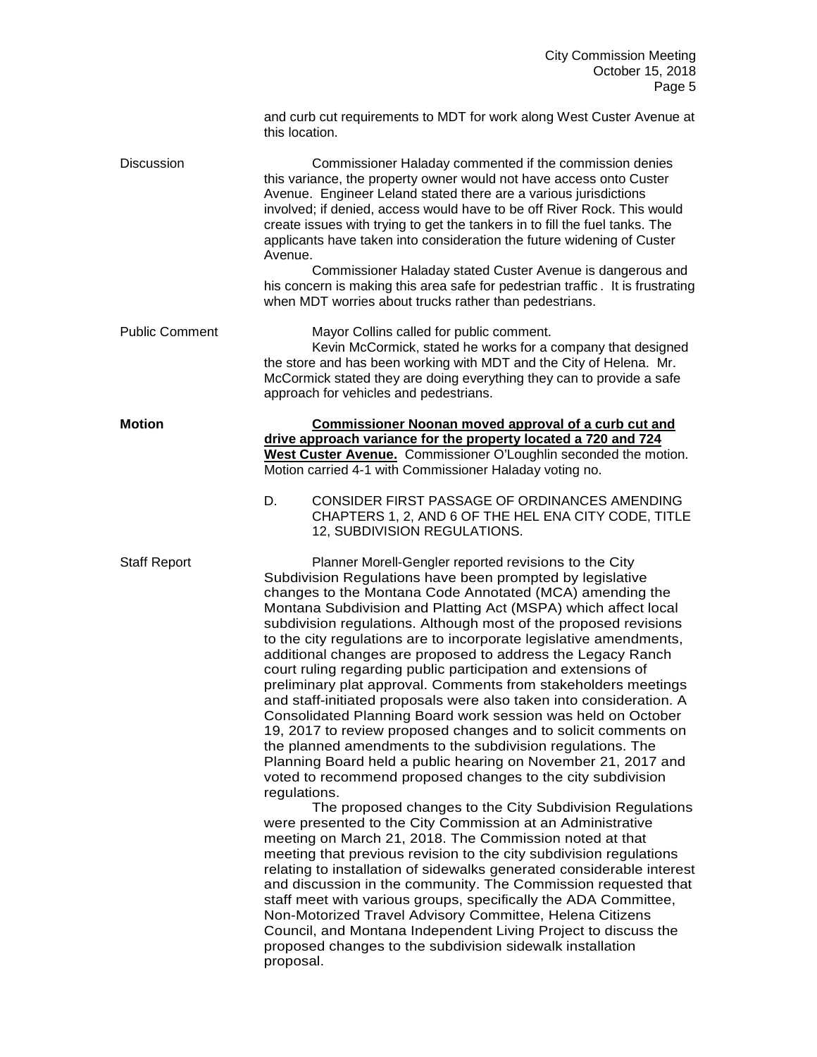and curb cut requirements to MDT for work along West Custer Avenue at this location.

Discussion

Commissioner Haladay commented if the commission denies this variance, the property owner would not have access onto Custer Avenue. Engineer Leland stated there are a various jurisdictions involved; if denied, access would have to be off River Rock. This would create issues with trying to get the tankers in to fill the fuel tanks. The applicants have taken into consideration the future widening of Custer Avenue.

Commissioner Haladay stated Custer Avenue is dangerous and his concern is making this area safe for pedestrian traffic . It is frustrating when MDT worries about trucks rather than pedestrians.

Public Comment

Mayor Collins called for public comment.

Kevin McCormick, stated he works for a company that designed the store and has been working with MDT and the City of Helena. Mr. McCormick stated they are doing everything they can to provide a safe approach for vehicles and pedestrians.

**Motion**

**Commissioner Noonan moved approval of a curb cut and drive approach variance for the property located a 720 and 724 West Custer Avenue.** Commissioner O'Loughlin seconded the motion. Motion carried 4-1 with Commissioner Haladay voting no.

D. CONSIDER FIRST PASSAGE OF ORDINANCES AMENDING CHAPTERS 1, 2, AND 6 OF THE HEL ENA CITY CODE, TITLE 12, SUBDIVISION REGULATIONS.

Staff Report

Planner Morell-Gengler reported revisions to the City Subdivision Regulations have been prompted by legislative changes to the Montana Code Annotated (MCA) amending the Montana Subdivision and Platting Act (MSPA) which affect local subdivision regulations. Although most of the proposed revisions to the city regulations are to incorporate legislative amendments, additional changes are proposed to address the Legacy Ranch court ruling regarding public participation and extensions of preliminary plat approval. Comments from stakeholders meetings and staff-initiated proposals were also taken into consideration. A Consolidated Planning Board work session was held on October 19, 2017 to review proposed changes and to solicit comments on the planned amendments to the subdivision regulations. The Planning Board held a public hearing on November 21, 2017 and voted to recommend proposed changes to the city subdivision regulations.

The proposed changes to the City Subdivision Regulations were presented to the City Commission at an Administrative meeting on March 21, 2018. The Commission noted at that meeting that previous revision to the city subdivision regulations relating to installation of sidewalks generated considerable interest and discussion in the community. The Commission requested that staff meet with various groups, specifically the ADA Committee, Non-Motorized Travel Advisory Committee, Helena Citizens Council, and Montana Independent Living Project to discuss the proposed changes to the subdivision sidewalk installation proposal.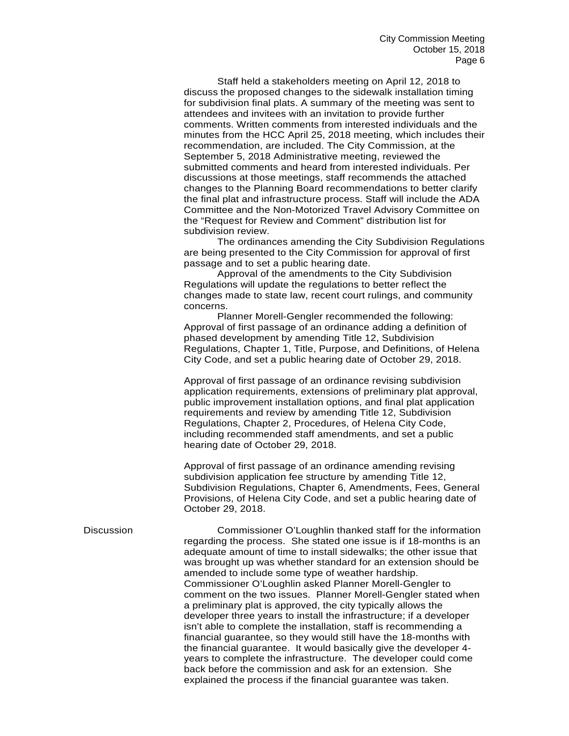Staff held a stakeholders meeting on April 12, 2018 to discuss the proposed changes to the sidewalk installation timing for subdivision final plats. A summary of the meeting was sent to attendees and invitees with an invitation to provide further comments. Written comments from interested individuals and the minutes from the HCC April 25, 2018 meeting, which includes their recommendation, are included. The City Commission, at the September 5, 2018 Administrative meeting, reviewed the submitted comments and heard from interested individuals. Per discussions at those meetings, staff recommends the attached changes to the Planning Board recommendations to better clarify the final plat and infrastructure process. Staff will include the ADA Committee and the Non-Motorized Travel Advisory Committee on the "Request for Review and Comment" distribution list for subdivision review.

The ordinances amending the City Subdivision Regulations are being presented to the City Commission for approval of first passage and to set a public hearing date.

Approval of the amendments to the City Subdivision Regulations will update the regulations to better reflect the changes made to state law, recent court rulings, and community concerns.

Planner Morell-Gengler recommended the following: Approval of first passage of an ordinance adding a definition of phased development by amending Title 12, Subdivision Regulations, Chapter 1, Title, Purpose, and Definitions, of Helena City Code, and set a public hearing date of October 29, 2018.

Approval of first passage of an ordinance revising subdivision application requirements, extensions of preliminary plat approval, public improvement installation options, and final plat application requirements and review by amending Title 12, Subdivision Regulations, Chapter 2, Procedures, of Helena City Code, including recommended staff amendments, and set a public hearing date of October 29, 2018.

Approval of first passage of an ordinance amending revising subdivision application fee structure by amending Title 12, Subdivision Regulations, Chapter 6, Amendments, Fees, General Provisions, of Helena City Code, and set a public hearing date of October 29, 2018.

Discussion

Commissioner O'Loughlin thanked staff for the information regarding the process. She stated one issue is if 18-months is an adequate amount of time to install sidewalks; the other issue that was brought up was whether standard for an extension should be amended to include some type of weather hardship. Commissioner O'Loughlin asked Planner Morell-Gengler to comment on the two issues. Planner Morell-Gengler stated when a preliminary plat is approved, the city typically allows the developer three years to install the infrastructure; if a developer isn't able to complete the installation, staff is recommending a financial guarantee, so they would still have the 18-months with the financial guarantee. It would basically give the developer 4-years to complete the infrastructure. The developer could come back before the commission and ask for an extension. She explained the process if the financial guarantee was taken.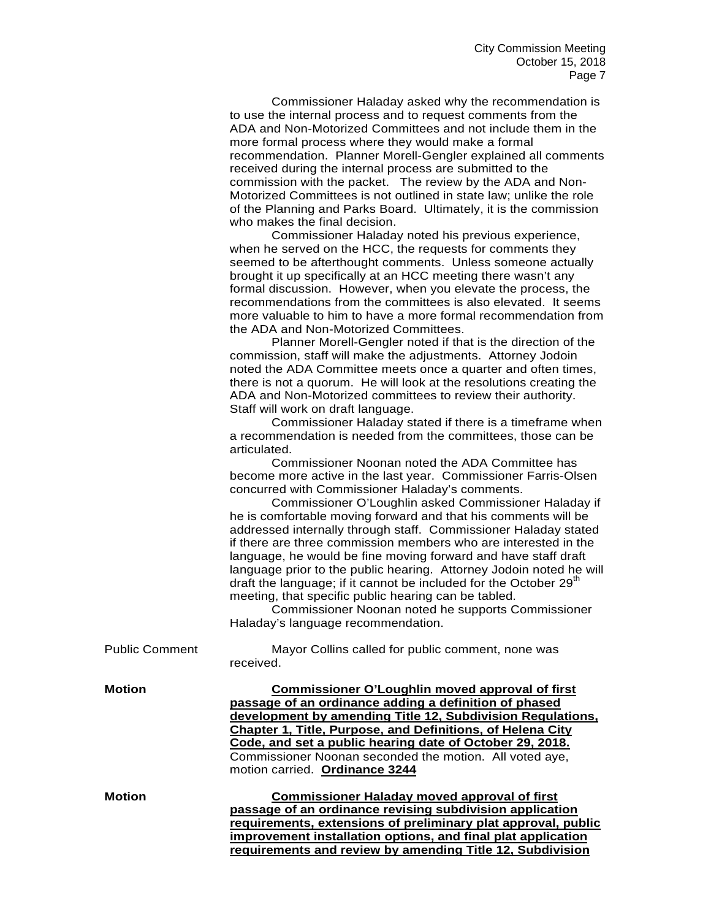Commissioner Haladay asked why the recommendation is to use the internal process and to request comments from the ADA and Non-Motorized Committees and not include them in the more formal process where they would make a formal recommendation. Planner Morell-Gengler explained all comments received during the internal process are submitted to the commission with the packet. The review by the ADA and Non-Motorized Committees is not outlined in state law; unlike the role of the Planning and Parks Board. Ultimately, it is the commission who makes the final decision.

Commissioner Haladay noted his previous experience, when he served on the HCC, the requests for comments they seemed to be afterthought comments. Unless someone actually brought it up specifically at an HCC meeting there wasn't any formal discussion. However, when you elevate the process, the recommendations from the committees is also elevated. It seems more valuable to him to have a more formal recommendation from the ADA and Non-Motorized Committees.

Planner Morell-Gengler noted if that is the direction of the commission, staff will make the adjustments. Attorney Jodoin noted the ADA Committee meets once a quarter and often times, there is not a quorum. He will look at the resolutions creating the ADA and Non-Motorized committees to review their authority. Staff will work on draft language.

Commissioner Haladay stated if there is a timeframe when a recommendation is needed from the committees, those can be articulated.

Commissioner Noonan noted the ADA Committee has become more active in the last year. Commissioner Farris-Olsen concurred with Commissioner Haladay's comments.

Commissioner O'Loughlin asked Commissioner Haladay if he is comfortable moving forward and that his comments will be addressed internally through staff. Commissioner Haladay stated if there are three commission members who are interested in the language, he would be fine moving forward and have staff draft language prior to the public hearing. Attorney Jodoin noted he will draft the language; if it cannot be included for the October 29th meeting, that specific public hearing can be tabled.

Commissioner Noonan noted he supports Commissioner Haladay's language recommendation.

Public Comment

Mayor Collins called for public comment, none was received.

**Motion**

**Commissioner O'Loughlin moved approval of first passage of an ordinance adding a definition of phased development by amending Title 12, Subdivision Regulations, Chapter 1, Title, Purpose, and Definitions, of Helena City Code, and set a public hearing date of October 29, 2018.** Commissioner Noonan seconded the motion. All voted aye, motion carried. **Ordinance 3244**

**Motion**

**Commissioner Haladay moved approval of first passage of an ordinance revising subdivision application requirements, extensions of preliminary plat approval, public improvement installation options, and final plat application requirements and review by amending Title 12, Subdivision**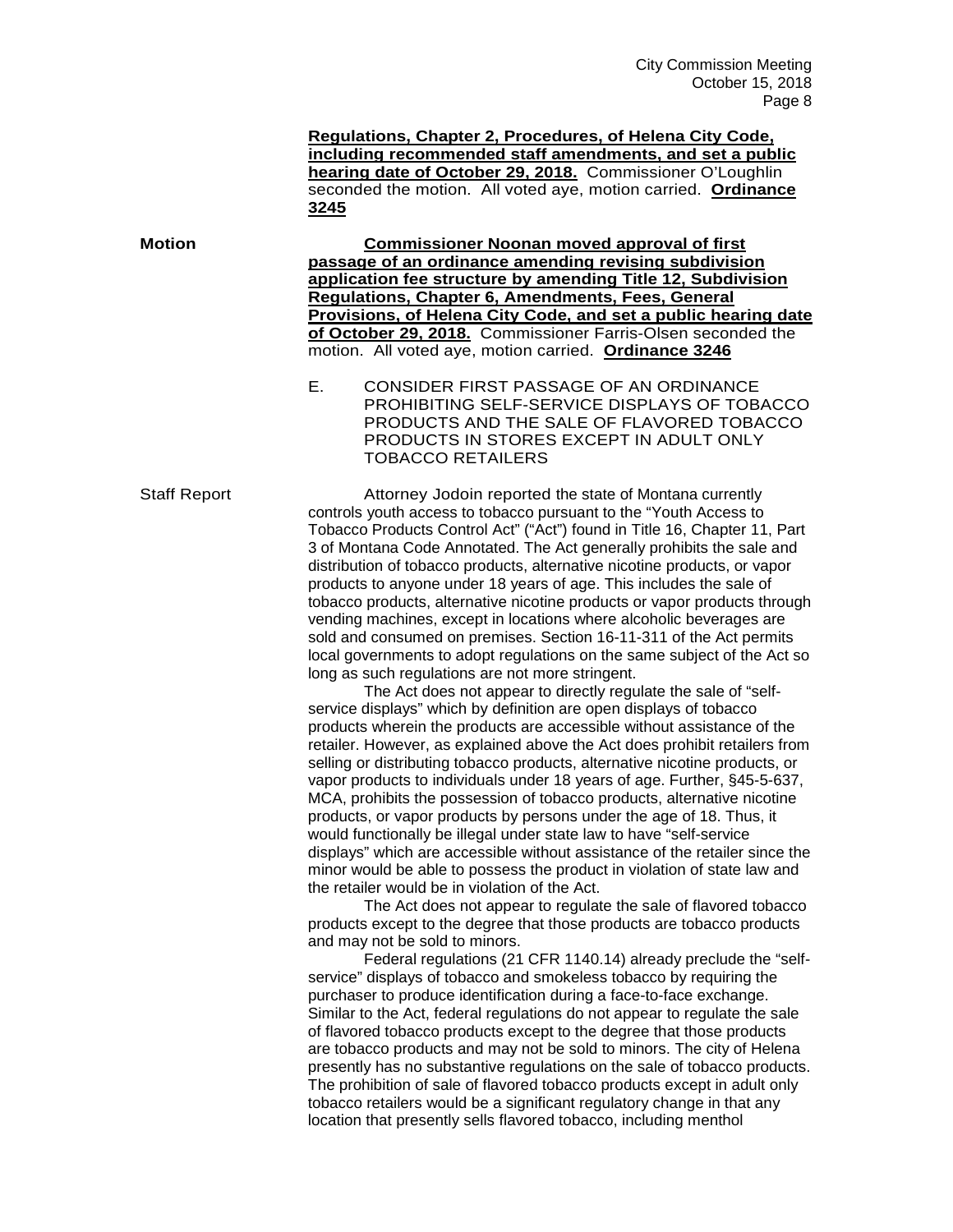**Regulations, Chapter 2, Procedures, of Helena City Code, including recommended staff amendments, and set a public hearing date of October 29, 2018.** Commissioner O'Loughlin seconded the motion. All voted aye, motion carried. **Ordinance 3245**

**Motion** **Commissioner Noonan moved approval of first passage of an ordinance amending revising subdivision application fee structure by amending Title 12, Subdivision Regulations, Chapter 6, Amendments, Fees, General Provisions, of Helena City Code, and set a public hearing date of October 29, 2018.** Commissioner Farris-Olsen seconded the motion. All voted aye, motion carried. **Ordinance 3246**

E. CONSIDER FIRST PASSAGE OF AN ORDINANCE PROHIBITING SELF-SERVICE DISPLAYS OF TOBACCO PRODUCTS AND THE SALE OF FLAVORED TOBACCO PRODUCTS IN STORES EXCEPT IN ADULT ONLY TOBACCO RETAILERS

Staff Report Attorney Jodoin reported the state of Montana currently controls youth access to tobacco pursuant to the "Youth Access to Tobacco Products Control Act" ("Act") found in Title 16, Chapter 11, Part 3 of Montana Code Annotated. The Act generally prohibits the sale and distribution of tobacco products, alternative nicotine products, or vapor products to anyone under 18 years of age. This includes the sale of tobacco products, alternative nicotine products or vapor products through vending machines, except in locations where alcoholic beverages are sold and consumed on premises. Section 16-11-311 of the Act permits local governments to adopt regulations on the same subject of the Act so long as such regulations are not more stringent.

The Act does not appear to directly regulate the sale of "self-service displays" which by definition are open displays of tobacco products wherein the products are accessible without assistance of the retailer. However, as explained above the Act does prohibit retailers from selling or distributing tobacco products, alternative nicotine products, or vapor products to individuals under 18 years of age. Further, §45-5-637, MCA, prohibits the possession of tobacco products, alternative nicotine products, or vapor products by persons under the age of 18. Thus, it would functionally be illegal under state law to have "self-service displays" which are accessible without assistance of the retailer since the minor would be able to possess the product in violation of state law and the retailer would be in violation of the Act.

The Act does not appear to regulate the sale of flavored tobacco products except to the degree that those products are tobacco products and may not be sold to minors.

Federal regulations (21 CFR 1140.14) already preclude the "self-service" displays of tobacco and smokeless tobacco by requiring the purchaser to produce identification during a face-to-face exchange. Similar to the Act, federal regulations do not appear to regulate the sale of flavored tobacco products except to the degree that those products are tobacco products and may not be sold to minors. The city of Helena presently has no substantive regulations on the sale of tobacco products. The prohibition of sale of flavored tobacco products except in adult only tobacco retailers would be a significant regulatory change in that any location that presently sells flavored tobacco, including menthol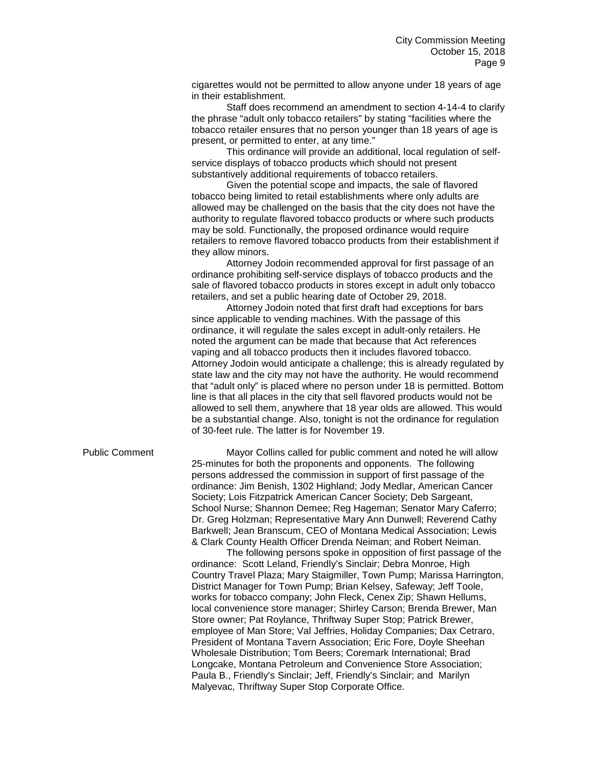cigarettes would not be permitted to allow anyone under 18 years of age in their establishment.

Staff does recommend an amendment to section 4-14-4 to clarify the phrase "adult only tobacco retailers" by stating "facilities where the tobacco retailer ensures that no person younger than 18 years of age is present, or permitted to enter, at any time."

This ordinance will provide an additional, local regulation of self-service displays of tobacco products which should not present substantively additional requirements of tobacco retailers.

Given the potential scope and impacts, the sale of flavored tobacco being limited to retail establishments where only adults are allowed may be challenged on the basis that the city does not have the authority to regulate flavored tobacco products or where such products may be sold. Functionally, the proposed ordinance would require retailers to remove flavored tobacco products from their establishment if they allow minors.

Attorney Jodoin recommended approval for first passage of an ordinance prohibiting self-service displays of tobacco products and the sale of flavored tobacco products in stores except in adult only tobacco retailers, and set a public hearing date of October 29, 2018.

Attorney Jodoin noted that first draft had exceptions for bars since applicable to vending machines. With the passage of this ordinance, it will regulate the sales except in adult-only retailers. He noted the argument can be made that because that Act references vaping and all tobacco products then it includes flavored tobacco. Attorney Jodoin would anticipate a challenge; this is already regulated by state law and the city may not have the authority. He would recommend that "adult only" is placed where no person under 18 is permitted. Bottom line is that all places in the city that sell flavored products would not be allowed to sell them, anywhere that 18 year olds are allowed. This would be a substantial change. Also, tonight is not the ordinance for regulation of 30-feet rule. The latter is for November 19.

**Public Comment**

Mayor Collins called for public comment and noted he will allow 25-minutes for both the proponents and opponents. The following persons addressed the commission in support of first passage of the ordinance: Jim Benish, 1302 Highland; Jody Medlar, American Cancer Society; Lois Fitzpatrick American Cancer Society; Deb Sargeant, School Nurse; Shannon Demee; Reg Hageman; Senator Mary Caferro; Dr. Greg Holzman; Representative Mary Ann Dunwell; Reverend Cathy Barkwell; Jean Branscum, CEO of Montana Medical Association; Lewis & Clark County Health Officer Drenda Neiman; and Robert Neiman.

The following persons spoke in opposition of first passage of the ordinance: Scott Leland, Friendly's Sinclair; Debra Monroe, High Country Travel Plaza; Mary Staigmiller, Town Pump; Marissa Harrington, District Manager for Town Pump; Brian Kelsey, Safeway; Jeff Toole, works for tobacco company; John Fleck, Cenex Zip; Shawn Hellums, local convenience store manager; Shirley Carson; Brenda Brewer, Man Store owner; Pat Roylance, Thriftway Super Stop; Patrick Brewer, employee of Man Store; Val Jeffries, Holiday Companies; Dax Cetraro, President of Montana Tavern Association; Eric Fore, Doyle Sheehan Wholesale Distribution; Tom Beers; Coremark International; Brad Longcake, Montana Petroleum and Convenience Store Association; Paula B., Friendly's Sinclair; Jeff, Friendly's Sinclair; and Marilyn Malyevac, Thriftway Super Stop Corporate Office.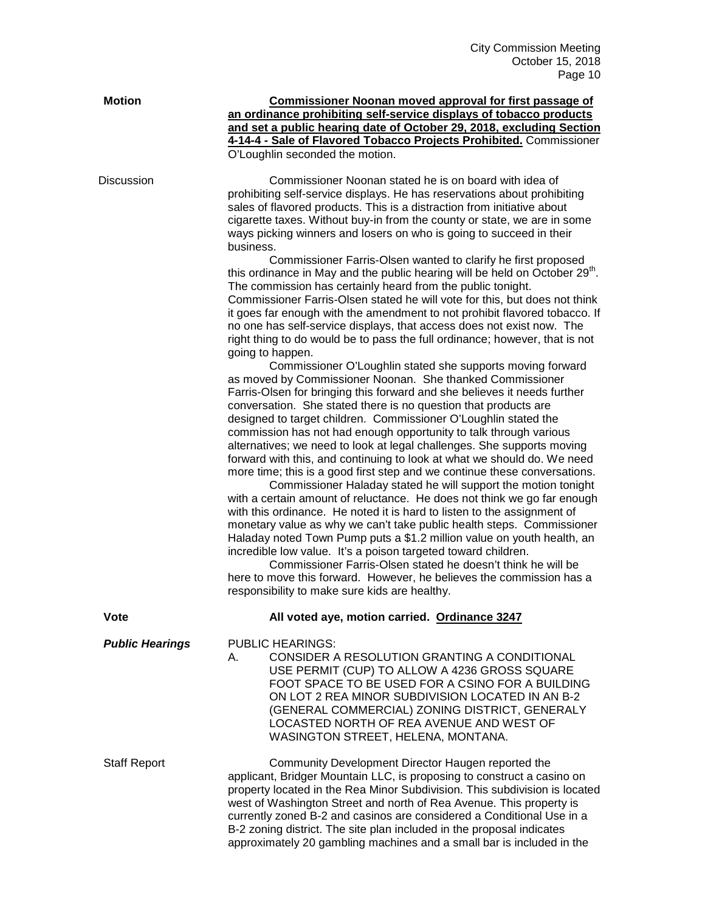**Motion** **Commissioner Noonan moved approval for first passage of an ordinance prohibiting self-service displays of tobacco products and set a public hearing date of October 29, 2018, excluding Section 4-14-4 - Sale of Flavored Tobacco Projects Prohibited.** Commissioner O'Loughlin seconded the motion.

Discussion

Commissioner Noonan stated he is on board with idea of prohibiting self-service displays. He has reservations about prohibiting sales of flavored products. This is a distraction from initiative about cigarette taxes. Without buy-in from the county or state, we are in some ways picking winners and losers on who is going to succeed in their business.

Commissioner Farris-Olsen wanted to clarify he first proposed this ordinance in May and the public hearing will be held on October 29th. The commission has certainly heard from the public tonight. Commissioner Farris-Olsen stated he will vote for this, but does not think it goes far enough with the amendment to not prohibit flavored tobacco. If no one has self-service displays, that access does not exist now. The right thing to do would be to pass the full ordinance; however, that is not going to happen.

Commissioner O'Loughlin stated she supports moving forward as moved by Commissioner Noonan. She thanked Commissioner Farris-Olsen for bringing this forward and she believes it needs further conversation. She stated there is no question that products are designed to target children. Commissioner O'Loughlin stated the commission has not had enough opportunity to talk through various alternatives; we need to look at legal challenges. She supports moving forward with this, and continuing to look at what we should do. We need more time; this is a good first step and we continue these conversations.

Commissioner Haladay stated he will support the motion tonight with a certain amount of reluctance. He does not think we go far enough with this ordinance. He noted it is hard to listen to the assignment of monetary value as why we can't take public health steps. Commissioner Haladay noted Town Pump puts a $1.2 million value on youth health, an incredible low value. It's a poison targeted toward children.

Commissioner Farris-Olsen stated he doesn't think he will be here to move this forward. However, he believes the commission has a responsibility to make sure kids are healthy.

**Vote** **All voted aye, motion carried. Ordinance 3247**

***Public Hearings*** PUBLIC HEARINGS:

A. CONSIDER A RESOLUTION GRANTING A CONDITIONAL USE PERMIT (CUP) TO ALLOW A 4236 GROSS SQUARE FOOT SPACE TO BE USED FOR A CSINO FOR A BUILDING ON LOT 2 REA MINOR SUBDIVISION LOCATED IN AN B-2 (GENERAL COMMERCIAL) ZONING DISTRICT, GENERALY LOCASTED NORTH OF REA AVENUE AND WEST OF WASINGTON STREET, HELENA, MONTANA.

Staff Report

Community Development Director Haugen reported the applicant, Bridger Mountain LLC, is proposing to construct a casino on property located in the Rea Minor Subdivision. This subdivision is located west of Washington Street and north of Rea Avenue. This property is currently zoned B-2 and casinos are considered a Conditional Use in a B-2 zoning district. The site plan included in the proposal indicates approximately 20 gambling machines and a small bar is included in the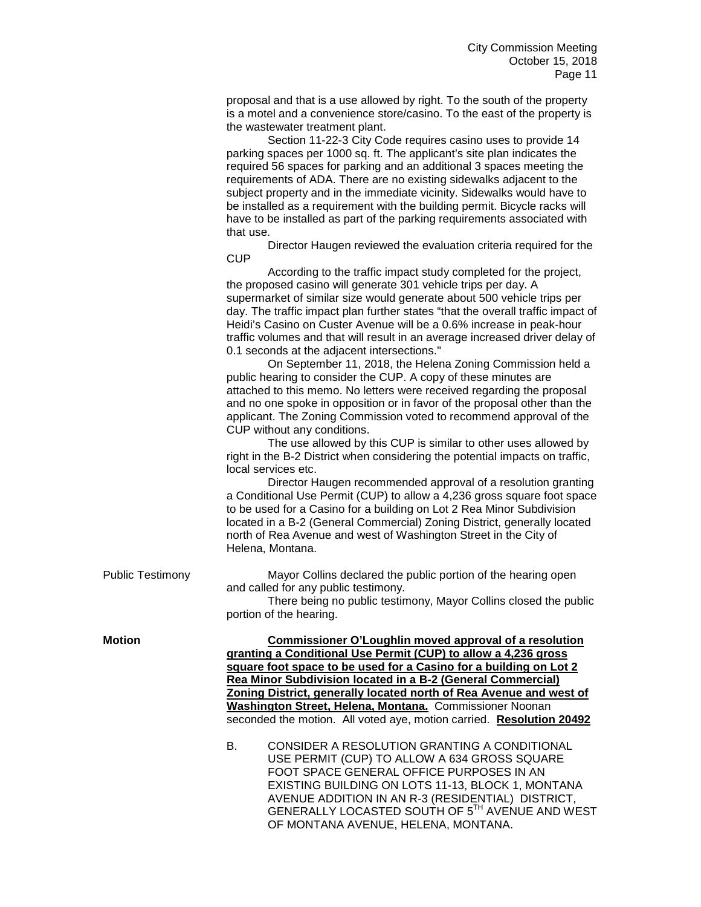proposal and that is a use allowed by right. To the south of the property is a motel and a convenience store/casino. To the east of the property is the wastewater treatment plant.

Section 11-22-3 City Code requires casino uses to provide 14 parking spaces per 1000 sq. ft. The applicant's site plan indicates the required 56 spaces for parking and an additional 3 spaces meeting the requirements of ADA. There are no existing sidewalks adjacent to the subject property and in the immediate vicinity. Sidewalks would have to be installed as a requirement with the building permit. Bicycle racks will have to be installed as part of the parking requirements associated with that use.

Director Haugen reviewed the evaluation criteria required for the CUP

According to the traffic impact study completed for the project, the proposed casino will generate 301 vehicle trips per day. A supermarket of similar size would generate about 500 vehicle trips per day. The traffic impact plan further states "that the overall traffic impact of Heidi's Casino on Custer Avenue will be a 0.6% increase in peak-hour traffic volumes and that will result in an average increased driver delay of 0.1 seconds at the adjacent intersections."

On September 11, 2018, the Helena Zoning Commission held a public hearing to consider the CUP. A copy of these minutes are attached to this memo. No letters were received regarding the proposal and no one spoke in opposition or in favor of the proposal other than the applicant. The Zoning Commission voted to recommend approval of the CUP without any conditions.

The use allowed by this CUP is similar to other uses allowed by right in the B-2 District when considering the potential impacts on traffic, local services etc.

Director Haugen recommended approval of a resolution granting a Conditional Use Permit (CUP) to allow a 4,236 gross square foot space to be used for a Casino for a building on Lot 2 Rea Minor Subdivision located in a B-2 (General Commercial) Zoning District, generally located north of Rea Avenue and west of Washington Street in the City of Helena, Montana.

Public Testimony

Mayor Collins declared the public portion of the hearing open and called for any public testimony.

There being no public testimony, Mayor Collins closed the public portion of the hearing.

**Motion**

**Commissioner O'Loughlin moved approval of a resolution granting a Conditional Use Permit (CUP) to allow a 4,236 gross square foot space to be used for a Casino for a building on Lot 2 Rea Minor Subdivision located in a B-2 (General Commercial) Zoning District, generally located north of Rea Avenue and west of Washington Street, Helena, Montana.** Commissioner Noonan seconded the motion. All voted aye, motion carried. **Resolution 20492**

B. CONSIDER A RESOLUTION GRANTING A CONDITIONAL USE PERMIT (CUP) TO ALLOW A 634 GROSS SQUARE FOOT SPACE GENERAL OFFICE PURPOSES IN AN EXISTING BUILDING ON LOTS 11-13, BLOCK 1, MONTANA AVENUE ADDITION IN AN R-3 (RESIDENTIAL) DISTRICT, GENERALLY LOCASTED SOUTH OF 5TH AVENUE AND WEST OF MONTANA AVENUE, HELENA, MONTANA.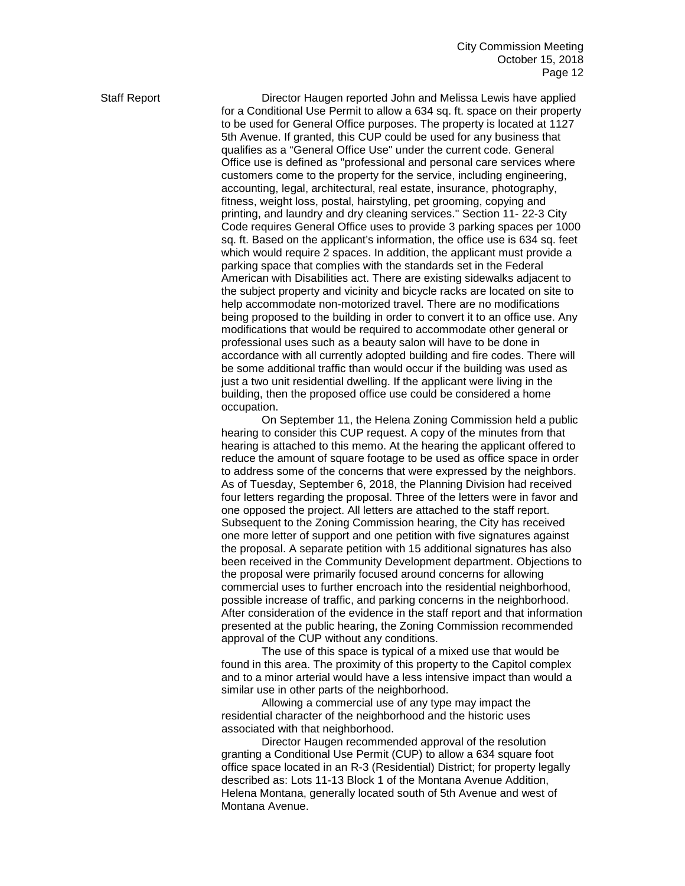Staff Report

Director Haugen reported John and Melissa Lewis have applied for a Conditional Use Permit to allow a 634 sq. ft. space on their property to be used for General Office purposes. The property is located at 1127 5th Avenue. If granted, this CUP could be used for any business that qualifies as a "General Office Use" under the current code. General Office use is defined as "professional and personal care services where customers come to the property for the service, including engineering, accounting, legal, architectural, real estate, insurance, photography, fitness, weight loss, postal, hairstyling, pet grooming, copying and printing, and laundry and dry cleaning services." Section 11- 22-3 City Code requires General Office uses to provide 3 parking spaces per 1000 sq. ft. Based on the applicant's information, the office use is 634 sq. feet which would require 2 spaces. In addition, the applicant must provide a parking space that complies with the standards set in the Federal American with Disabilities act. There are existing sidewalks adjacent to the subject property and vicinity and bicycle racks are located on site to help accommodate non-motorized travel. There are no modifications being proposed to the building in order to convert it to an office use. Any modifications that would be required to accommodate other general or professional uses such as a beauty salon will have to be done in accordance with all currently adopted building and fire codes. There will be some additional traffic than would occur if the building was used as just a two unit residential dwelling. If the applicant were living in the building, then the proposed office use could be considered a home occupation.

On September 11, the Helena Zoning Commission held a public hearing to consider this CUP request. A copy of the minutes from that hearing is attached to this memo. At the hearing the applicant offered to reduce the amount of square footage to be used as office space in order to address some of the concerns that were expressed by the neighbors. As of Tuesday, September 6, 2018, the Planning Division had received four letters regarding the proposal. Three of the letters were in favor and one opposed the project. All letters are attached to the staff report. Subsequent to the Zoning Commission hearing, the City has received one more letter of support and one petition with five signatures against the proposal. A separate petition with 15 additional signatures has also been received in the Community Development department. Objections to the proposal were primarily focused around concerns for allowing commercial uses to further encroach into the residential neighborhood, possible increase of traffic, and parking concerns in the neighborhood. After consideration of the evidence in the staff report and that information presented at the public hearing, the Zoning Commission recommended approval of the CUP without any conditions.

The use of this space is typical of a mixed use that would be found in this area. The proximity of this property to the Capitol complex and to a minor arterial would have a less intensive impact than would a similar use in other parts of the neighborhood.

Allowing a commercial use of any type may impact the residential character of the neighborhood and the historic uses associated with that neighborhood.

Director Haugen recommended approval of the resolution granting a Conditional Use Permit (CUP) to allow a 634 square foot office space located in an R-3 (Residential) District; for property legally described as: Lots 11-13 Block 1 of the Montana Avenue Addition, Helena Montana, generally located south of 5th Avenue and west of Montana Avenue.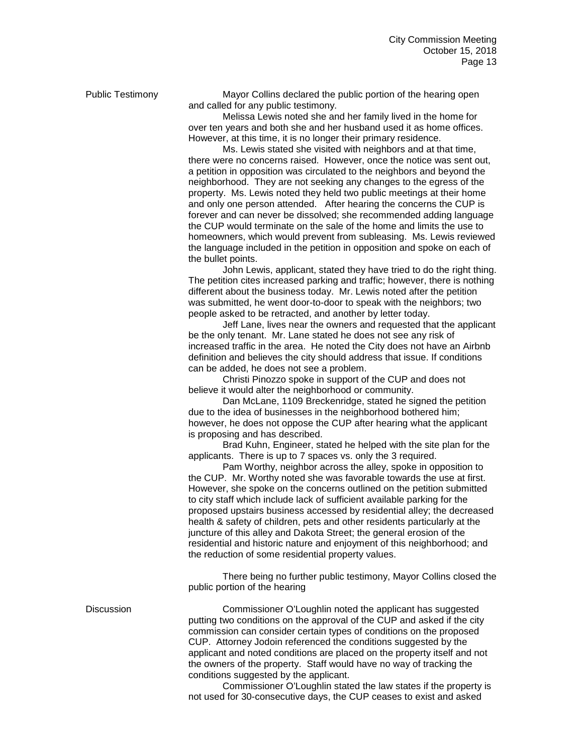**Public Testimony**

Mayor Collins declared the public portion of the hearing open and called for any public testimony.

Melissa Lewis noted she and her family lived in the home for over ten years and both she and her husband used it as home offices. However, at this time, it is no longer their primary residence.

Ms. Lewis stated she visited with neighbors and at that time, there were no concerns raised. However, once the notice was sent out, a petition in opposition was circulated to the neighbors and beyond the neighborhood. They are not seeking any changes to the egress of the property. Ms. Lewis noted they held two public meetings at their home and only one person attended. After hearing the concerns the CUP is forever and can never be dissolved; she recommended adding language the CUP would terminate on the sale of the home and limits the use to homeowners, which would prevent from subleasing. Ms. Lewis reviewed the language included in the petition in opposition and spoke on each of the bullet points.

John Lewis, applicant, stated they have tried to do the right thing. The petition cites increased parking and traffic; however, there is nothing different about the business today. Mr. Lewis noted after the petition was submitted, he went door-to-door to speak with the neighbors; two people asked to be retracted, and another by letter today.

Jeff Lane, lives near the owners and requested that the applicant be the only tenant. Mr. Lane stated he does not see any risk of increased traffic in the area. He noted the City does not have an Airbnb definition and believes the city should address that issue. If conditions can be added, he does not see a problem.

Christi Pinozzo spoke in support of the CUP and does not believe it would alter the neighborhood or community.

Dan McLane, 1109 Breckenridge, stated he signed the petition due to the idea of businesses in the neighborhood bothered him; however, he does not oppose the CUP after hearing what the applicant is proposing and has described.

Brad Kuhn, Engineer, stated he helped with the site plan for the applicants. There is up to 7 spaces vs. only the 3 required.

Pam Worthy, neighbor across the alley, spoke in opposition to the CUP. Mr. Worthy noted she was favorable towards the use at first. However, she spoke on the concerns outlined on the petition submitted to city staff which include lack of sufficient available parking for the proposed upstairs business accessed by residential alley; the decreased health & safety of children, pets and other residents particularly at the juncture of this alley and Dakota Street; the general erosion of the residential and historic nature and enjoyment of this neighborhood; and the reduction of some residential property values.

There being no further public testimony, Mayor Collins closed the public portion of the hearing

**Discussion**

Commissioner O'Loughlin noted the applicant has suggested putting two conditions on the approval of the CUP and asked if the city commission can consider certain types of conditions on the proposed CUP. Attorney Jodoin referenced the conditions suggested by the applicant and noted conditions are placed on the property itself and not the owners of the property. Staff would have no way of tracking the conditions suggested by the applicant.

Commissioner O'Loughlin stated the law states if the property is not used for 30-consecutive days, the CUP ceases to exist and asked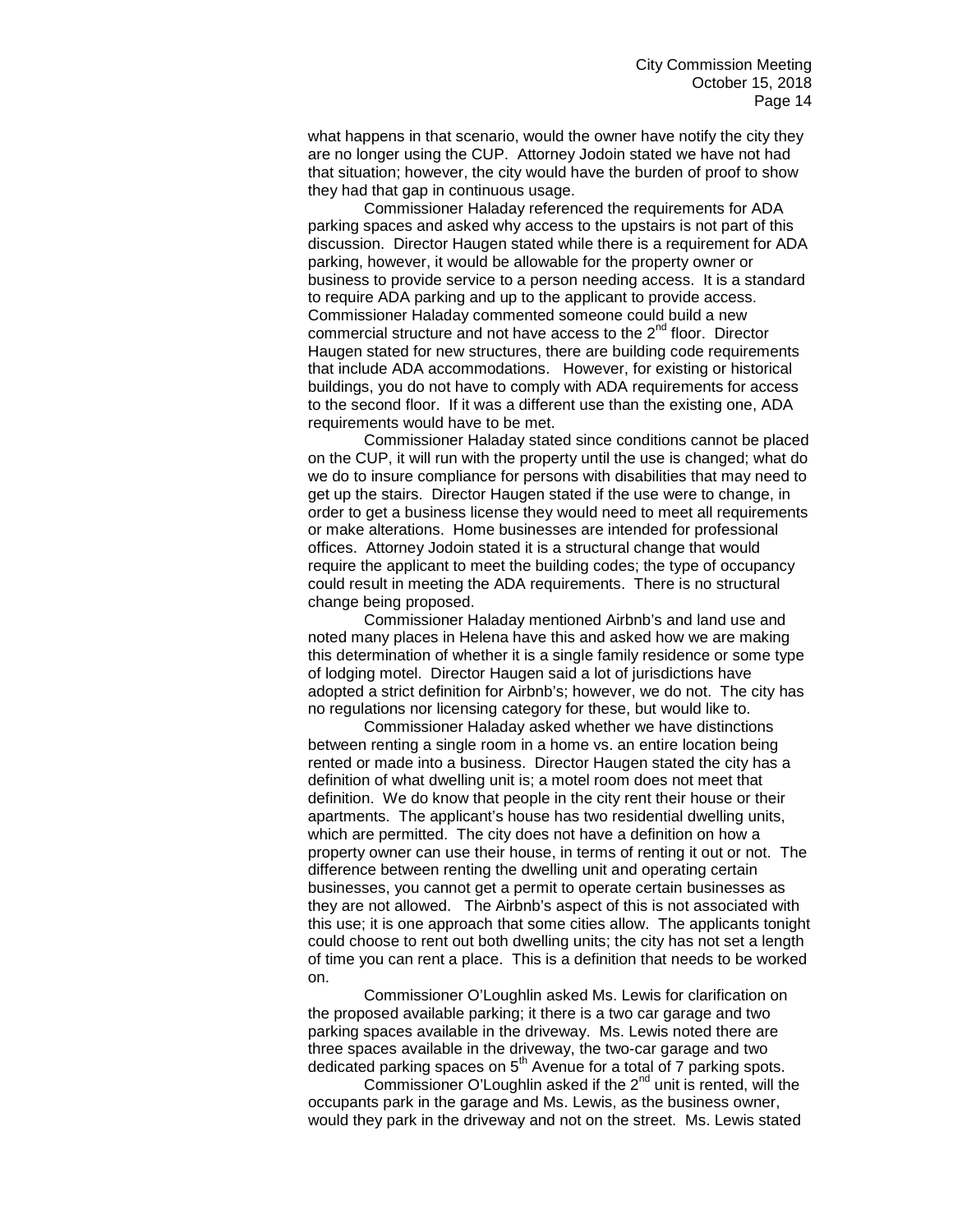what happens in that scenario, would the owner have notify the city they are no longer using the CUP. Attorney Jodoin stated we have not had that situation; however, the city would have the burden of proof to show they had that gap in continuous usage.

Commissioner Haladay referenced the requirements for ADA parking spaces and asked why access to the upstairs is not part of this discussion. Director Haugen stated while there is a requirement for ADA parking, however, it would be allowable for the property owner or business to provide service to a person needing access. It is a standard to require ADA parking and up to the applicant to provide access. Commissioner Haladay commented someone could build a new commercial structure and not have access to the 2nd floor. Director Haugen stated for new structures, there are building code requirements that include ADA accommodations. However, for existing or historical buildings, you do not have to comply with ADA requirements for access to the second floor. If it was a different use than the existing one, ADA requirements would have to be met.

Commissioner Haladay stated since conditions cannot be placed on the CUP, it will run with the property until the use is changed; what do we do to insure compliance for persons with disabilities that may need to get up the stairs. Director Haugen stated if the use were to change, in order to get a business license they would need to meet all requirements or make alterations. Home businesses are intended for professional offices. Attorney Jodoin stated it is a structural change that would require the applicant to meet the building codes; the type of occupancy could result in meeting the ADA requirements. There is no structural change being proposed.

Commissioner Haladay mentioned Airbnb's and land use and noted many places in Helena have this and asked how we are making this determination of whether it is a single family residence or some type of lodging motel. Director Haugen said a lot of jurisdictions have adopted a strict definition for Airbnb's; however, we do not. The city has no regulations nor licensing category for these, but would like to.

Commissioner Haladay asked whether we have distinctions between renting a single room in a home vs. an entire location being rented or made into a business. Director Haugen stated the city has a definition of what dwelling unit is; a motel room does not meet that definition. We do know that people in the city rent their house or their apartments. The applicant's house has two residential dwelling units, which are permitted. The city does not have a definition on how a property owner can use their house, in terms of renting it out or not. The difference between renting the dwelling unit and operating certain businesses, you cannot get a permit to operate certain businesses as they are not allowed. The Airbnb's aspect of this is not associated with this use; it is one approach that some cities allow. The applicants tonight could choose to rent out both dwelling units; the city has not set a length of time you can rent a place. This is a definition that needs to be worked on.

Commissioner O'Loughlin asked Ms. Lewis for clarification on the proposed available parking; it there is a two car garage and two parking spaces available in the driveway. Ms. Lewis noted there are three spaces available in the driveway, the two-car garage and two dedicated parking spaces on 5th Avenue for a total of 7 parking spots.

Commissioner O'Loughlin asked if the 2nd unit is rented, will the occupants park in the garage and Ms. Lewis, as the business owner, would they park in the driveway and not on the street. Ms. Lewis stated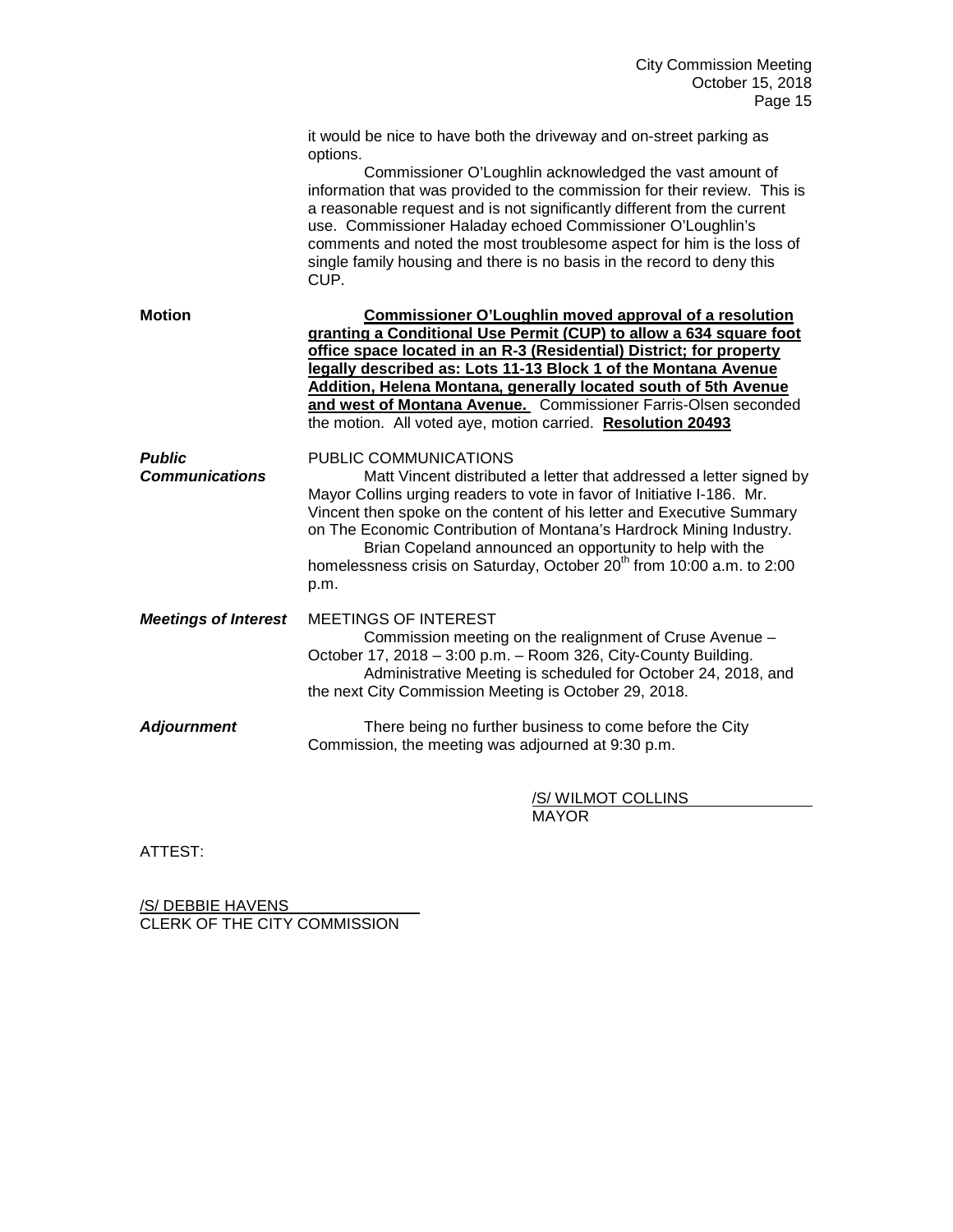it would be nice to have both the driveway and on-street parking as options.

Commissioner O'Loughlin acknowledged the vast amount of information that was provided to the commission for their review. This is a reasonable request and is not significantly different from the current use. Commissioner Haladay echoed Commissioner O'Loughlin's comments and noted the most troublesome aspect for him is the loss of single family housing and there is no basis in the record to deny this CUP.

**Motion**

**Commissioner O'Loughlin moved approval of a resolution granting a Conditional Use Permit (CUP) to allow a 634 square foot office space located in an R-3 (Residential) District; for property legally described as: Lots 11-13 Block 1 of the Montana Avenue Addition, Helena Montana, generally located south of 5th Avenue and west of Montana Avenue.** Commissioner Farris-Olsen seconded the motion. All voted aye, motion carried. **Resolution 20493**

***Public Communications***

PUBLIC COMMUNICATIONS

Matt Vincent distributed a letter that addressed a letter signed by Mayor Collins urging readers to vote in favor of Initiative I-186. Mr. Vincent then spoke on the content of his letter and Executive Summary on The Economic Contribution of Montana's Hardrock Mining Industry.

Brian Copeland announced an opportunity to help with the homelessness crisis on Saturday, October 20th from 10:00 a.m. to 2:00 p.m.

***Meetings of Interest***

MEETINGS OF INTEREST

Commission meeting on the realignment of Cruse Avenue – October 17, 2018 – 3:00 p.m. – Room 326, City-County Building.

Administrative Meeting is scheduled for October 24, 2018, and the next City Commission Meeting is October 29, 2018.

***Adjournment***

There being no further business to come before the City Commission, the meeting was adjourned at 9:30 p.m.

/S/ WILMOT COLLINS
MAYOR

ATTEST:

/S/ DEBBIE HAVENS
CLERK OF THE CITY COMMISSION